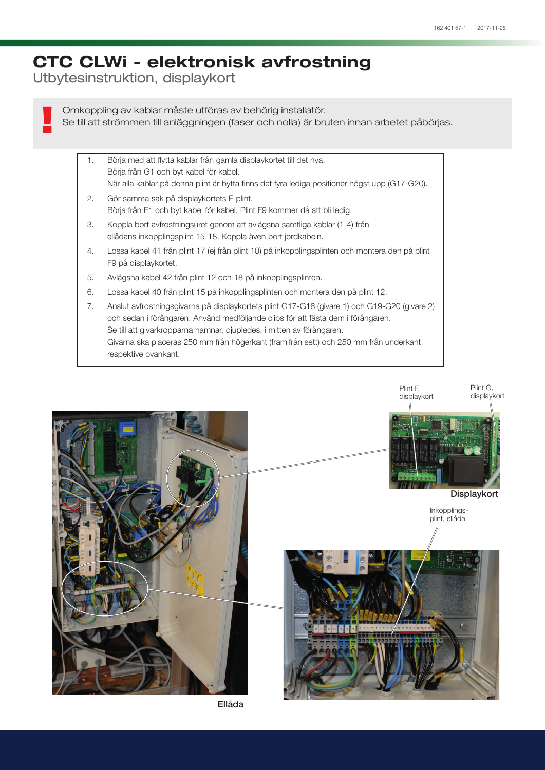# CTC CLWi - elektronisk avfrostning

Utbytesinstruktion, displaykort

**!** Omkoppling av kablar måste utföras av behörig installatör.
Se till att strömmen till anläggningen (faser och nolla) är bruten innan arbetet påbörjas.

1. Börja med att flytta kablar från gamla displaykortet till det nya.
   Börja från G1 och byt kabel för kabel.
   När alla kablar på denna plint är bytta finns det fyra lediga positioner högst upp (G17-G20).
2. Gör samma sak på displaykortets F-plint.
   Börja från F1 och byt kabel för kabel. Plint F9 kommer då att bli ledig.
3. Koppla bort avfrostningsuret genom att avlägsna samtliga kablar (1-4) från ellådans inkopplingsplint 15-18. Koppla även bort jordkabeln.
4. Lossa kabel 41 från plint 17 (ej från plint 10) på inkopplingsplinten och montera den på plint F9 på displaykortet.
5. Avlägsna kabel 42 från plint 12 och 18 på inkopplingsplinten.
6. Lossa kabel 40 från plint 15 på inkopplingsplinten och montera den på plint 12.
7. Anslut avfrostningsgivarna på displaykortets plint G17-G18 (givare 1) och G19-G20 (givare 2) och sedan i förångaren. Använd medföljande clips för att fästa dem i förångaren.
   Se till att givarkropparna hamnar, djupledes, i mitten av förångaren.
   Givarna ska placeras 250 mm från högerkant (framifrån sett) och 250 mm från underkant respektive ovankant.

Plint F, displaykort

Plint G, displaykort

Displaykort

Inkopplings-plint, ellåda

Ellåda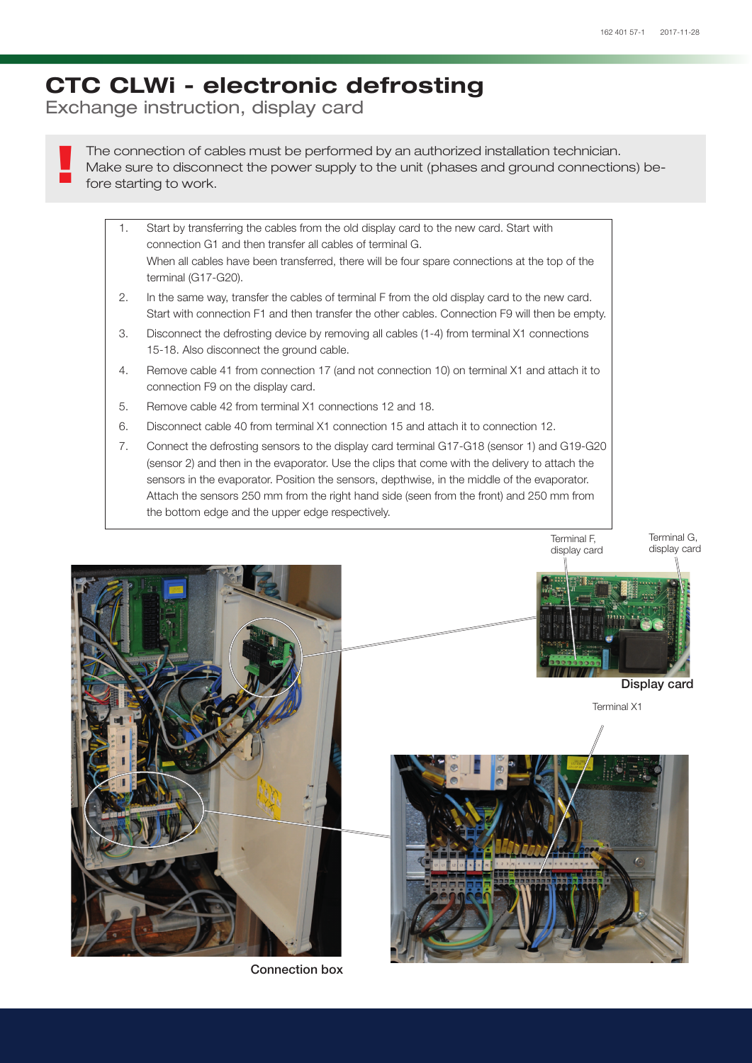# CTC CLWi - electronic defrosting

Exchange instruction, display card

**!** The connection of cables must be performed by an authorized installation technician. Make sure to disconnect the power supply to the unit (phases and ground connections) before starting to work.

1. Start by transferring the cables from the old display card to the new card. Start with connection G1 and then transfer all cables of terminal G. When all cables have been transferred, there will be four spare connections at the top of the terminal (G17-G20).
2. In the same way, transfer the cables of terminal F from the old display card to the new card. Start with connection F1 and then transfer the other cables. Connection F9 will then be empty.
3. Disconnect the defrosting device by removing all cables (1-4) from terminal X1 connections 15-18. Also disconnect the ground cable.
4. Remove cable 41 from connection 17 (and not connection 10) on terminal X1 and attach it to connection F9 on the display card.
5. Remove cable 42 from terminal X1 connections 12 and 18.
6. Disconnect cable 40 from terminal X1 connection 15 and attach it to connection 12.
7. Connect the defrosting sensors to the display card terminal G17-G18 (sensor 1) and G19-G20 (sensor 2) and then in the evaporator. Use the clips that come with the delivery to attach the sensors in the evaporator. Position the sensors, depthwise, in the middle of the evaporator. Attach the sensors 250 mm from the right hand side (seen from the front) and 250 mm from the bottom edge and the upper edge respectively.

Terminal F, display card

Terminal G, display card

Display card

Terminal X1

Connection box